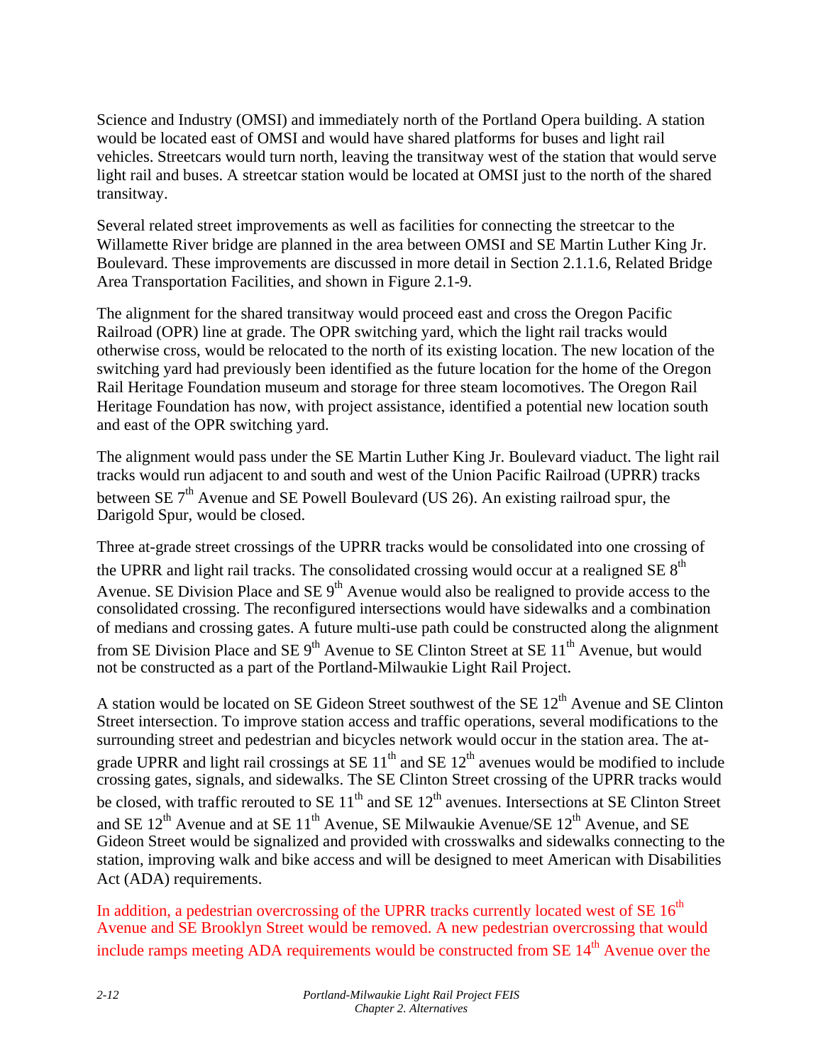Science and Industry (OMSI) and immediately north of the Portland Opera building. A station would be located east of OMSI and would have shared platforms for buses and light rail vehicles. Streetcars would turn north, leaving the transitway west of the station that would serve light rail and buses. A streetcar station would be located at OMSI just to the north of the shared transitway.

Several related street improvements as well as facilities for connecting the streetcar to the Willamette River bridge are planned in the area between OMSI and SE Martin Luther King Jr. Boulevard. These improvements are discussed in more detail in Section 2.1.1.6, Related Bridge Area Transportation Facilities, and shown in Figure 2.1-9.

The alignment for the shared transitway would proceed east and cross the Oregon Pacific Railroad (OPR) line at grade. The OPR switching yard, which the light rail tracks would otherwise cross, would be relocated to the north of its existing location. The new location of the switching yard had previously been identified as the future location for the home of the Oregon Rail Heritage Foundation museum and storage for three steam locomotives. The Oregon Rail Heritage Foundation has now, with project assistance, identified a potential new location south and east of the OPR switching yard.

The alignment would pass under the SE Martin Luther King Jr. Boulevard viaduct. The light rail tracks would run adjacent to and south and west of the Union Pacific Railroad (UPRR) tracks between SE 7th Avenue and SE Powell Boulevard (US 26). An existing railroad spur, the Darigold Spur, would be closed.

Three at-grade street crossings of the UPRR tracks would be consolidated into one crossing of the UPRR and light rail tracks. The consolidated crossing would occur at a realigned SE 8th Avenue. SE Division Place and SE 9th Avenue would also be realigned to provide access to the consolidated crossing. The reconfigured intersections would have sidewalks and a combination of medians and crossing gates. A future multi-use path could be constructed along the alignment from SE Division Place and SE 9th Avenue to SE Clinton Street at SE 11th Avenue, but would not be constructed as a part of the Portland-Milwaukie Light Rail Project.

A station would be located on SE Gideon Street southwest of the SE 12th Avenue and SE Clinton Street intersection. To improve station access and traffic operations, several modifications to the surrounding street and pedestrian and bicycles network would occur in the station area. The at-grade UPRR and light rail crossings at SE 11th and SE 12th avenues would be modified to include crossing gates, signals, and sidewalks. The SE Clinton Street crossing of the UPRR tracks would be closed, with traffic rerouted to SE 11th and SE 12th avenues. Intersections at SE Clinton Street and SE 12th Avenue and at SE 11th Avenue, SE Milwaukie Avenue/SE 12th Avenue, and SE Gideon Street would be signalized and provided with crosswalks and sidewalks connecting to the station, improving walk and bike access and will be designed to meet American with Disabilities Act (ADA) requirements.

In addition, a pedestrian overcrossing of the UPRR tracks currently located west of SE 16th Avenue and SE Brooklyn Street would be removed. A new pedestrian overcrossing that would include ramps meeting ADA requirements would be constructed from SE 14th Avenue over the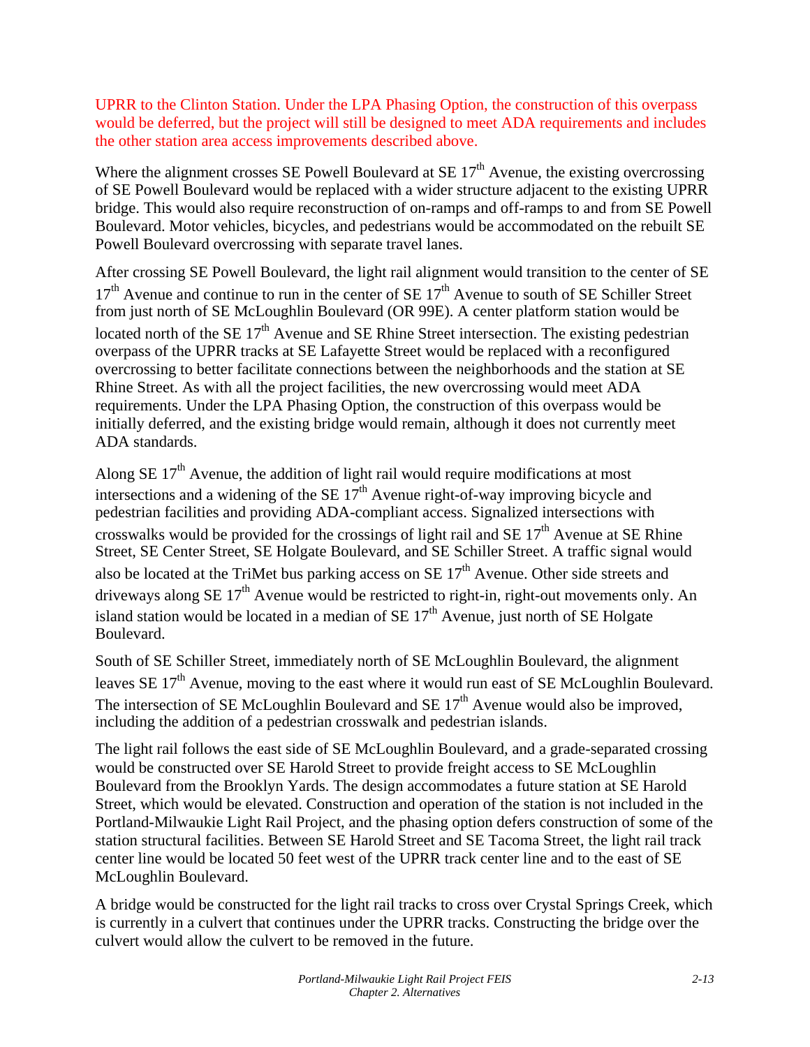UPRR to the Clinton Station. Under the LPA Phasing Option, the construction of this overpass would be deferred, but the project will still be designed to meet ADA requirements and includes the other station area access improvements described above.

Where the alignment crosses SE Powell Boulevard at SE 17th Avenue, the existing overcrossing of SE Powell Boulevard would be replaced with a wider structure adjacent to the existing UPRR bridge. This would also require reconstruction of on-ramps and off-ramps to and from SE Powell Boulevard. Motor vehicles, bicycles, and pedestrians would be accommodated on the rebuilt SE Powell Boulevard overcrossing with separate travel lanes.

After crossing SE Powell Boulevard, the light rail alignment would transition to the center of SE 17th Avenue and continue to run in the center of SE 17th Avenue to south of SE Schiller Street from just north of SE McLoughlin Boulevard (OR 99E). A center platform station would be located north of the SE 17th Avenue and SE Rhine Street intersection. The existing pedestrian overpass of the UPRR tracks at SE Lafayette Street would be replaced with a reconfigured overcrossing to better facilitate connections between the neighborhoods and the station at SE Rhine Street. As with all the project facilities, the new overcrossing would meet ADA requirements. Under the LPA Phasing Option, the construction of this overpass would be initially deferred, and the existing bridge would remain, although it does not currently meet ADA standards.

Along SE 17th Avenue, the addition of light rail would require modifications at most intersections and a widening of the SE 17th Avenue right-of-way improving bicycle and pedestrian facilities and providing ADA-compliant access. Signalized intersections with crosswalks would be provided for the crossings of light rail and SE 17th Avenue at SE Rhine Street, SE Center Street, SE Holgate Boulevard, and SE Schiller Street. A traffic signal would also be located at the TriMet bus parking access on SE 17th Avenue. Other side streets and driveways along SE 17th Avenue would be restricted to right-in, right-out movements only. An island station would be located in a median of SE 17th Avenue, just north of SE Holgate Boulevard.

South of SE Schiller Street, immediately north of SE McLoughlin Boulevard, the alignment leaves SE 17th Avenue, moving to the east where it would run east of SE McLoughlin Boulevard. The intersection of SE McLoughlin Boulevard and SE 17th Avenue would also be improved, including the addition of a pedestrian crosswalk and pedestrian islands.

The light rail follows the east side of SE McLoughlin Boulevard, and a grade-separated crossing would be constructed over SE Harold Street to provide freight access to SE McLoughlin Boulevard from the Brooklyn Yards. The design accommodates a future station at SE Harold Street, which would be elevated. Construction and operation of the station is not included in the Portland-Milwaukie Light Rail Project, and the phasing option defers construction of some of the station structural facilities. Between SE Harold Street and SE Tacoma Street, the light rail track center line would be located 50 feet west of the UPRR track center line and to the east of SE McLoughlin Boulevard.

A bridge would be constructed for the light rail tracks to cross over Crystal Springs Creek, which is currently in a culvert that continues under the UPRR tracks. Constructing the bridge over the culvert would allow the culvert to be removed in the future.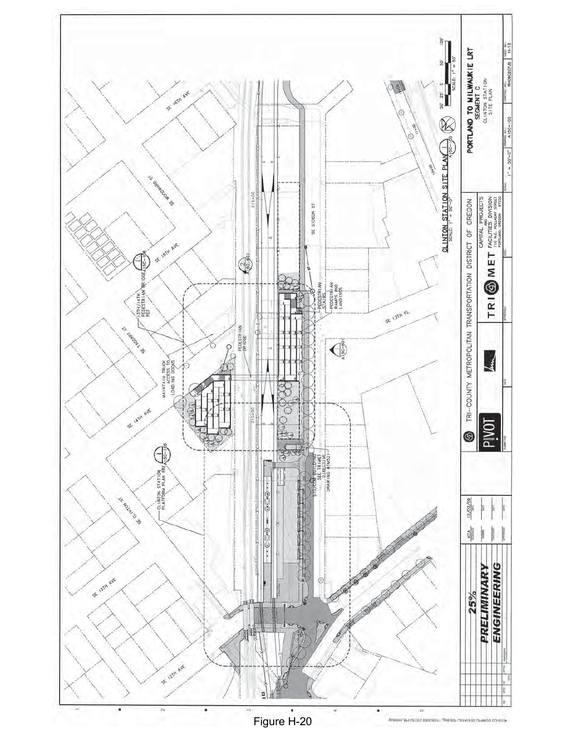CLINTON STATION SITE PLAN
SCALE: 1" = 50'-0"

SE 16TH AVE
SE WOODWARD ST
SE 15TH AVE
SE TAGGART ST
SE 14TH AVE
SE CLINTON ST
SE 13TH AVE
SE 12TH AVE
SE GIDEON ST
SE 13TH PL

13TH/14TH PEDESTRIAN BRIDGE REF
MAINTAIN TRUCK ACCESS TO LOADING DOCKS
PEDESTRIAN BRIDGE
PEDESTRIAN STAIRS
PEDESTRIAN RAMPS AND LANDINGS
CLINTON STATION PLATFORM PLAN REF
SIG/COM BUILDING SEE TRIMET DIRECTIVE DRAWING ATM021

25% PRELIMINARY ENGINEERING

TRI-COUNTY METROPOLITAN TRANSPORTATION DISTRICT OF OREGON

TRIMET
CAPITAL PROJECTS AND FACILITIES DIVISION
710 N.E. HOLLADAY STREET
PORTLAND, OREGON 97232

PORTLAND TO MILWAUKIE LRT
SEGMENT C
CLINTON STATION SITE PLAN

SCALE: 1" = 50'-0"
DRAWING NO.: A15C-105
CONTRACT NO.: RH090207.B
SHEET NO.: H-18

Figure H-20